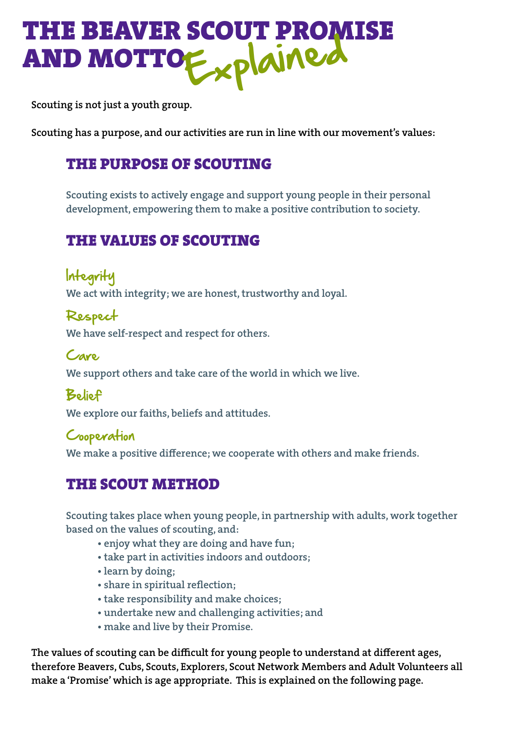# THE BEAVER SCOUT PROMISE AND MOTTO *Explained*

Scouting is not just a youth group.

Scouting has a purpose, and our activities are run in line with our movement's values:

## THE PURPOSE OF SCOUTING

Scouting exists to actively engage and support young people in their personal development, empowering them to make a positive contribution to society.

## THE VALUES OF SCOUTING

### Integrity

We act with integrity; we are honest, trustworthy and loyal.

### Respect

We have self-respect and respect for others.

### Care

We support others and take care of the world in which we live.

### Belief

We explore our faiths, beliefs and attitudes.

### Cooperation

We make a positive difference; we cooperate with others and make friends.

## THE SCOUT METHOD

Scouting takes place when young people, in partnership with adults, work together based on the values of scouting, and:

- enjoy what they are doing and have fun;
- take part in activities indoors and outdoors;
- learn by doing;
- share in spiritual reflection;
- take responsibility and make choices;
- undertake new and challenging activities; and
- make and live by their Promise.

The values of scouting can be difficult for young people to understand at different ages, therefore Beavers, Cubs, Scouts, Explorers, Scout Network Members and Adult Volunteers all make a 'Promise' which is age appropriate. This is explained on the following page.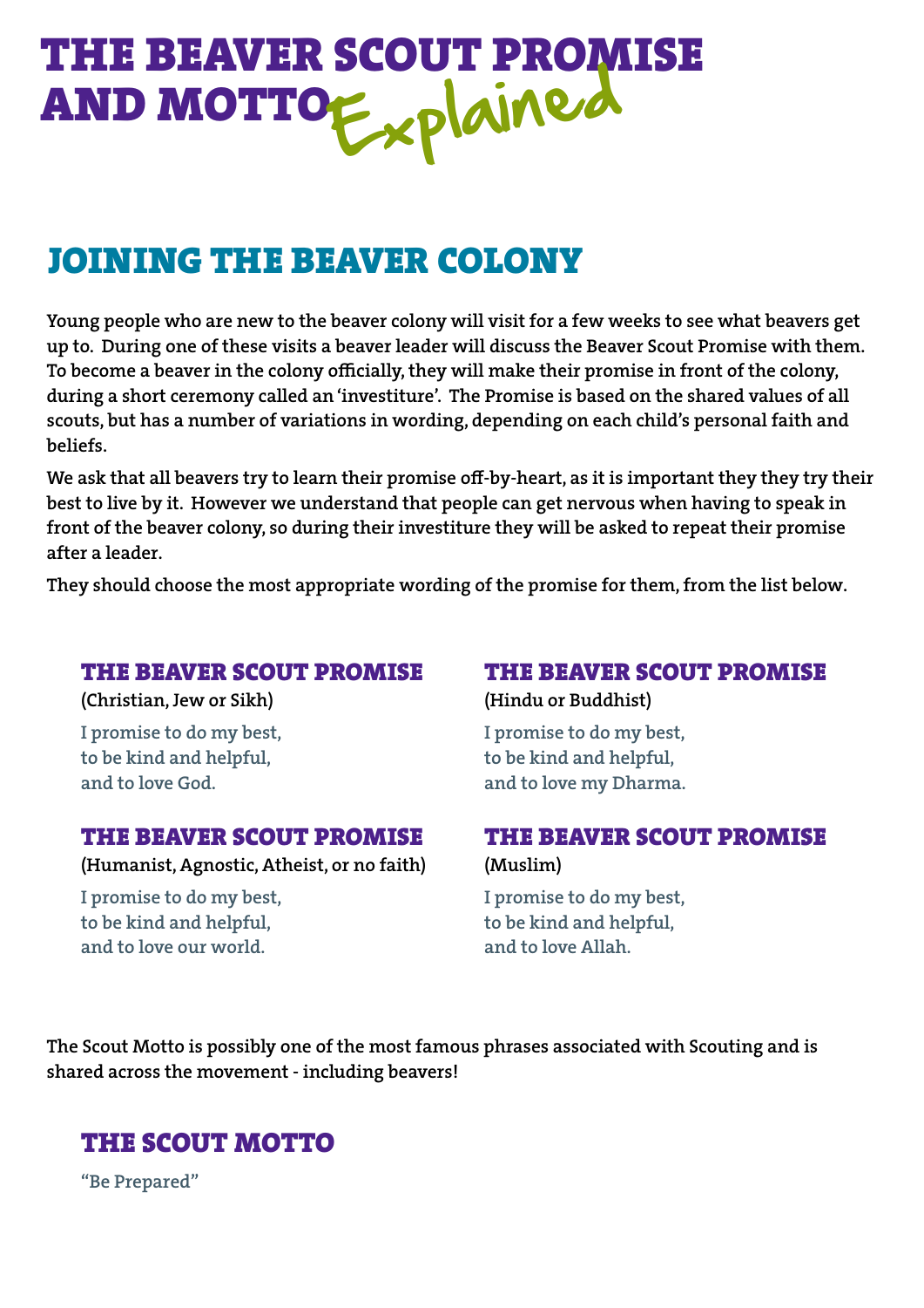# THE BEAVER SCOUT PROMISE AND MOTTO *Explained*

## JOINING THE BEAVER COLONY

Young people who are new to the beaver colony will visit for a few weeks to see what beavers get up to. During one of these visits a beaver leader will discuss the Beaver Scout Promise with them. To become a beaver in the colony officially, they will make their promise in front of the colony, during a short ceremony called an 'investiture'. The Promise is based on the shared values of all scouts, but has a number of variations in wording, depending on each child's personal faith and beliefs.

We ask that all beavers try to learn their promise off-by-heart, as it is important they they try their best to live by it. However we understand that people can get nervous when having to speak in front of the beaver colony, so during their investiture they will be asked to repeat their promise after a leader.

They should choose the most appropriate wording of the promise for them, from the list below.

### THE BEAVER SCOUT PROMISE

(Christian, Jew or Sikh)

I promise to do my best,
to be kind and helpful,
and to love God.

### THE BEAVER SCOUT PROMISE

(Hindu or Buddhist)

I promise to do my best,
to be kind and helpful,
and to love my Dharma.

### THE BEAVER SCOUT PROMISE

(Humanist, Agnostic, Atheist, or no faith)

I promise to do my best,
to be kind and helpful,
and to love our world.

### THE BEAVER SCOUT PROMISE

(Muslim)

I promise to do my best,
to be kind and helpful,
and to love Allah.

The Scout Motto is possibly one of the most famous phrases associated with Scouting and is shared across the movement - including beavers!

### THE SCOUT MOTTO

"Be Prepared"